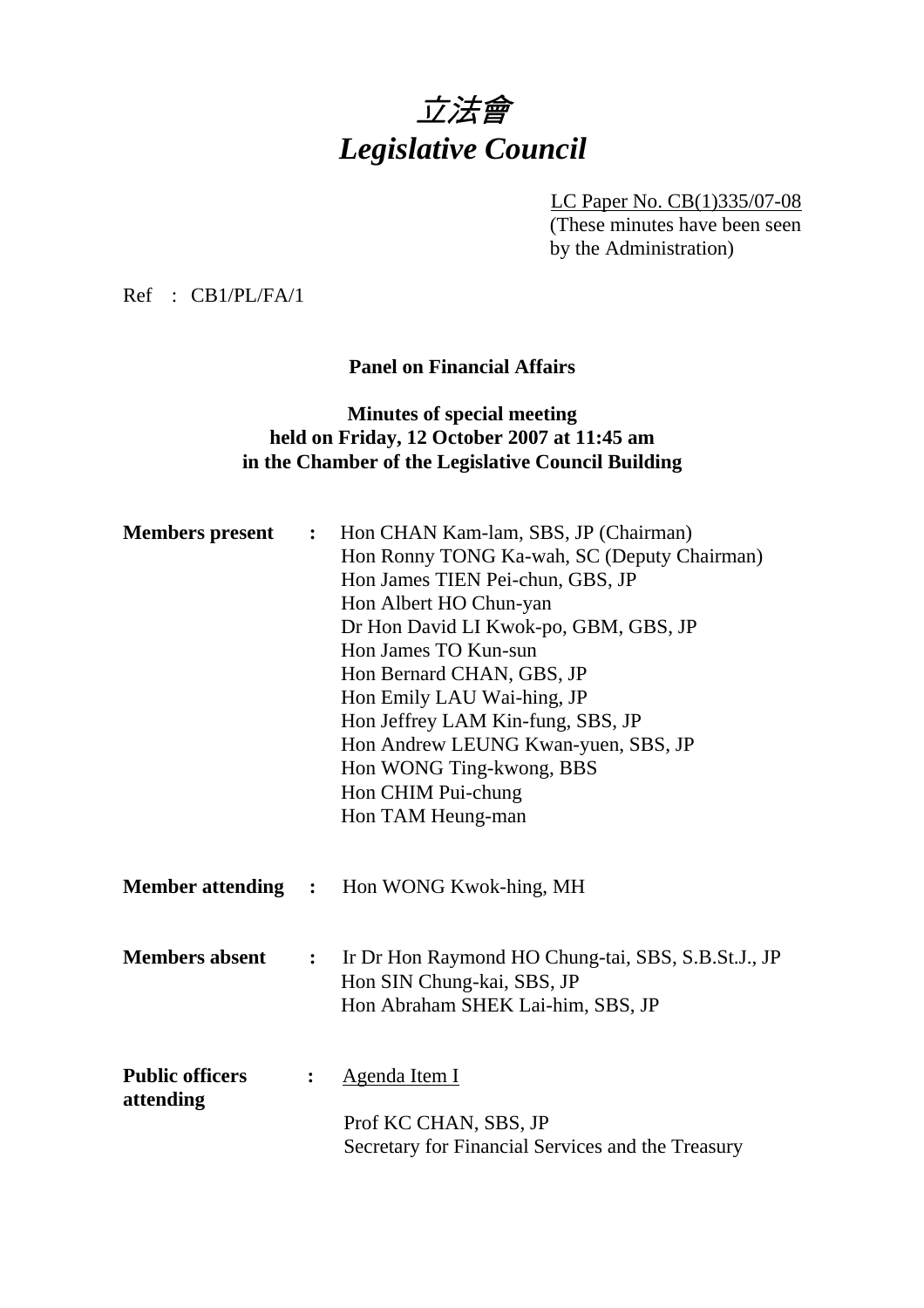# 立法會
# *Legislative Council*

LC Paper No. CB(1)335/07-08
(These minutes have been seen by the Administration)

Ref : CB1/PL/FA/1

**Panel on Financial Affairs**

**Minutes of special meeting held on Friday, 12 October 2007 at 11:45 am in the Chamber of the Legislative Council Building**

**Members present** :
Hon CHAN Kam-lam, SBS, JP (Chairman)
Hon Ronny TONG Ka-wah, SC (Deputy Chairman)
Hon James TIEN Pei-chun, GBS, JP
Hon Albert HO Chun-yan
Dr Hon David LI Kwok-po, GBM, GBS, JP
Hon James TO Kun-sun
Hon Bernard CHAN, GBS, JP
Hon Emily LAU Wai-hing, JP
Hon Jeffrey LAM Kin-fung, SBS, JP
Hon Andrew LEUNG Kwan-yuen, SBS, JP
Hon WONG Ting-kwong, BBS
Hon CHIM Pui-chung
Hon TAM Heung-man

**Member attending** : Hon WONG Kwok-hing, MH

**Members absent** :
Ir Dr Hon Raymond HO Chung-tai, SBS, S.B.St.J., JP
Hon SIN Chung-kai, SBS, JP
Hon Abraham SHEK Lai-him, SBS, JP

**Public officers attending** :
Agenda Item I

Prof KC CHAN, SBS, JP
Secretary for Financial Services and the Treasury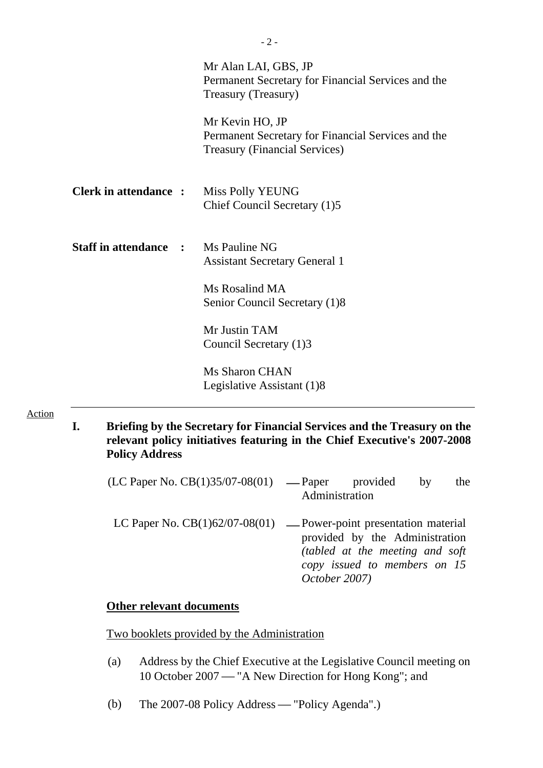Mr Alan LAI, GBS, JP
Permanent Secretary for Financial Services and the Treasury (Treasury)

Mr Kevin HO, JP
Permanent Secretary for Financial Services and the Treasury (Financial Services)

**Clerk in attendance :** Miss Polly YEUNG
Chief Council Secretary (1)5

**Staff in attendance :** Ms Pauline NG
Assistant Secretary General 1

Ms Rosalind MA
Senior Council Secretary (1)8

Mr Justin TAM
Council Secretary (1)3

Ms Sharon CHAN
Legislative Assistant (1)8

---

Action

**I. Briefing by the Secretary for Financial Services and the Treasury on the relevant policy initiatives featuring in the Chief Executive's 2007-2008 Policy Address**

(LC Paper No. CB(1)35/07-08(01) — Paper provided by the Administration

LC Paper No. CB(1)62/07-08(01) — Power-point presentation material provided by the Administration *(tabled at the meeting and soft copy issued to members on 15 October 2007)*

**Other relevant documents**

Two booklets provided by the Administration

(a) Address by the Chief Executive at the Legislative Council meeting on 10 October 2007 — "A New Direction for Hong Kong"; and

(b) The 2007-08 Policy Address — "Policy Agenda".)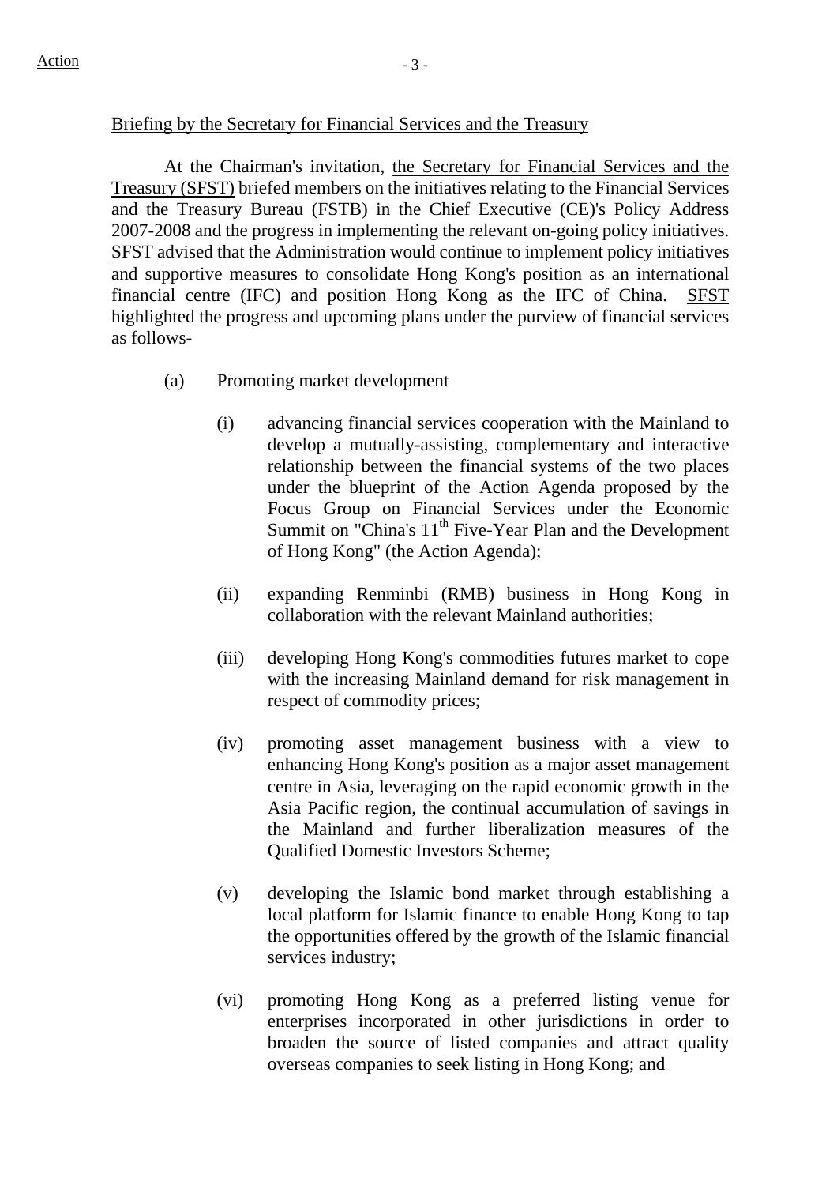Briefing by the Secretary for Financial Services and the Treasury

At the Chairman's invitation, the Secretary for Financial Services and the Treasury (SFST) briefed members on the initiatives relating to the Financial Services and the Treasury Bureau (FSTB) in the Chief Executive (CE)'s Policy Address 2007-2008 and the progress in implementing the relevant on-going policy initiatives. SFST advised that the Administration would continue to implement policy initiatives and supportive measures to consolidate Hong Kong's position as an international financial centre (IFC) and position Hong Kong as the IFC of China. SFST highlighted the progress and upcoming plans under the purview of financial services as follows-

(a) Promoting market development

(i) advancing financial services cooperation with the Mainland to develop a mutually-assisting, complementary and interactive relationship between the financial systems of the two places under the blueprint of the Action Agenda proposed by the Focus Group on Financial Services under the Economic Summit on "China's 11th Five-Year Plan and the Development of Hong Kong" (the Action Agenda);

(ii) expanding Renminbi (RMB) business in Hong Kong in collaboration with the relevant Mainland authorities;

(iii) developing Hong Kong's commodities futures market to cope with the increasing Mainland demand for risk management in respect of commodity prices;

(iv) promoting asset management business with a view to enhancing Hong Kong's position as a major asset management centre in Asia, leveraging on the rapid economic growth in the Asia Pacific region, the continual accumulation of savings in the Mainland and further liberalization measures of the Qualified Domestic Investors Scheme;

(v) developing the Islamic bond market through establishing a local platform for Islamic finance to enable Hong Kong to tap the opportunities offered by the growth of the Islamic financial services industry;

(vi) promoting Hong Kong as a preferred listing venue for enterprises incorporated in other jurisdictions in order to broaden the source of listed companies and attract quality overseas companies to seek listing in Hong Kong; and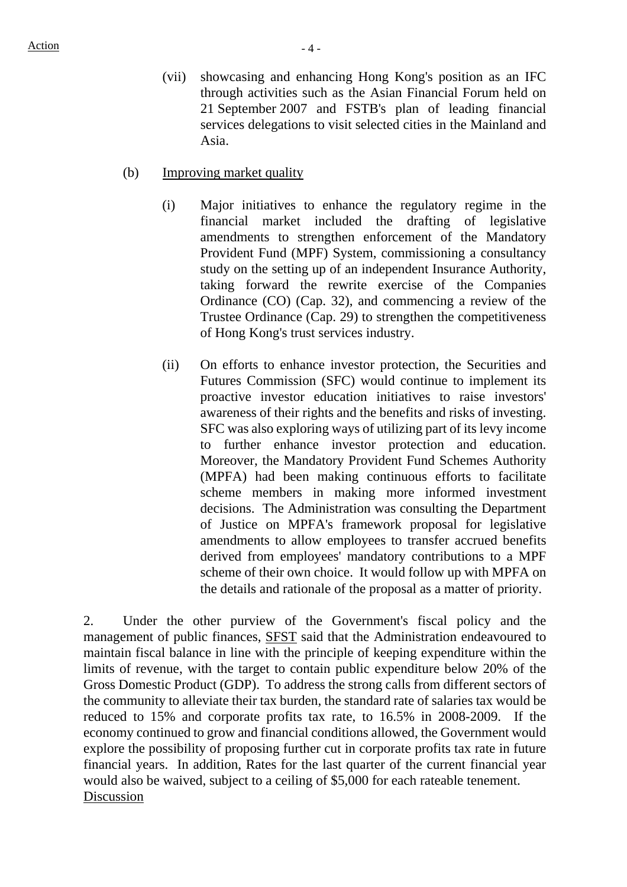Action

(vii) showcasing and enhancing Hong Kong's position as an IFC through activities such as the Asian Financial Forum held on 21 September 2007 and FSTB's plan of leading financial services delegations to visit selected cities in the Mainland and Asia.

(b) Improving market quality

(i) Major initiatives to enhance the regulatory regime in the financial market included the drafting of legislative amendments to strengthen enforcement of the Mandatory Provident Fund (MPF) System, commissioning a consultancy study on the setting up of an independent Insurance Authority, taking forward the rewrite exercise of the Companies Ordinance (CO) (Cap. 32), and commencing a review of the Trustee Ordinance (Cap. 29) to strengthen the competitiveness of Hong Kong's trust services industry.

(ii) On efforts to enhance investor protection, the Securities and Futures Commission (SFC) would continue to implement its proactive investor education initiatives to raise investors' awareness of their rights and the benefits and risks of investing. SFC was also exploring ways of utilizing part of its levy income to further enhance investor protection and education. Moreover, the Mandatory Provident Fund Schemes Authority (MPFA) had been making continuous efforts to facilitate scheme members in making more informed investment decisions. The Administration was consulting the Department of Justice on MPFA's framework proposal for legislative amendments to allow employees to transfer accrued benefits derived from employees' mandatory contributions to a MPF scheme of their own choice. It would follow up with MPFA on the details and rationale of the proposal as a matter of priority.

2. Under the other purview of the Government's fiscal policy and the management of public finances, SFST said that the Administration endeavoured to maintain fiscal balance in line with the principle of keeping expenditure within the limits of revenue, with the target to contain public expenditure below 20% of the Gross Domestic Product (GDP). To address the strong calls from different sectors of the community to alleviate their tax burden, the standard rate of salaries tax would be reduced to 15% and corporate profits tax rate, to 16.5% in 2008-2009. If the economy continued to grow and financial conditions allowed, the Government would explore the possibility of proposing further cut in corporate profits tax rate in future financial years. In addition, Rates for the last quarter of the current financial year would also be waived, subject to a ceiling of $5,000 for each rateable tenement.

Discussion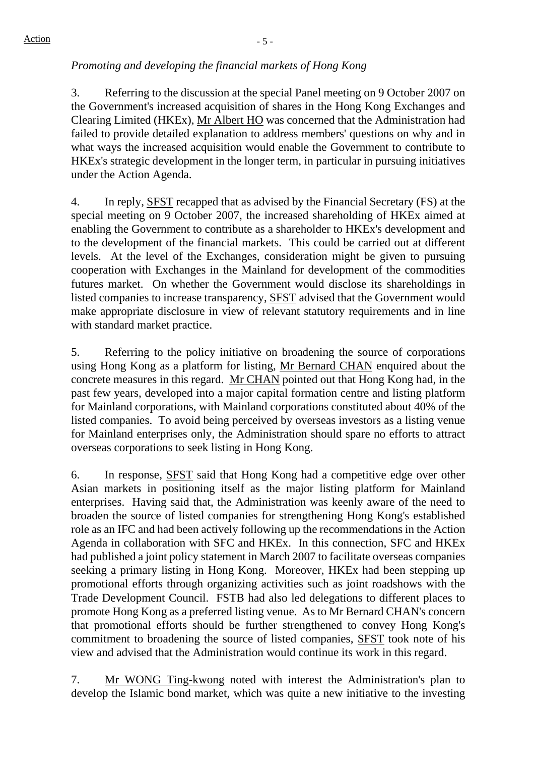*Promoting and developing the financial markets of Hong Kong*

3. Referring to the discussion at the special Panel meeting on 9 October 2007 on the Government's increased acquisition of shares in the Hong Kong Exchanges and Clearing Limited (HKEx), Mr Albert HO was concerned that the Administration had failed to provide detailed explanation to address members' questions on why and in what ways the increased acquisition would enable the Government to contribute to HKEx's strategic development in the longer term, in particular in pursuing initiatives under the Action Agenda.

4. In reply, SFST recapped that as advised by the Financial Secretary (FS) at the special meeting on 9 October 2007, the increased shareholding of HKEx aimed at enabling the Government to contribute as a shareholder to HKEx's development and to the development of the financial markets. This could be carried out at different levels. At the level of the Exchanges, consideration might be given to pursuing cooperation with Exchanges in the Mainland for development of the commodities futures market. On whether the Government would disclose its shareholdings in listed companies to increase transparency, SFST advised that the Government would make appropriate disclosure in view of relevant statutory requirements and in line with standard market practice.

5. Referring to the policy initiative on broadening the source of corporations using Hong Kong as a platform for listing, Mr Bernard CHAN enquired about the concrete measures in this regard. Mr CHAN pointed out that Hong Kong had, in the past few years, developed into a major capital formation centre and listing platform for Mainland corporations, with Mainland corporations constituted about 40% of the listed companies. To avoid being perceived by overseas investors as a listing venue for Mainland enterprises only, the Administration should spare no efforts to attract overseas corporations to seek listing in Hong Kong.

6. In response, SFST said that Hong Kong had a competitive edge over other Asian markets in positioning itself as the major listing platform for Mainland enterprises. Having said that, the Administration was keenly aware of the need to broaden the source of listed companies for strengthening Hong Kong's established role as an IFC and had been actively following up the recommendations in the Action Agenda in collaboration with SFC and HKEx. In this connection, SFC and HKEx had published a joint policy statement in March 2007 to facilitate overseas companies seeking a primary listing in Hong Kong. Moreover, HKEx had been stepping up promotional efforts through organizing activities such as joint roadshows with the Trade Development Council. FSTB had also led delegations to different places to promote Hong Kong as a preferred listing venue. As to Mr Bernard CHAN's concern that promotional efforts should be further strengthened to convey Hong Kong's commitment to broadening the source of listed companies, SFST took note of his view and advised that the Administration would continue its work in this regard.

7. Mr WONG Ting-kwong noted with interest the Administration's plan to develop the Islamic bond market, which was quite a new initiative to the investing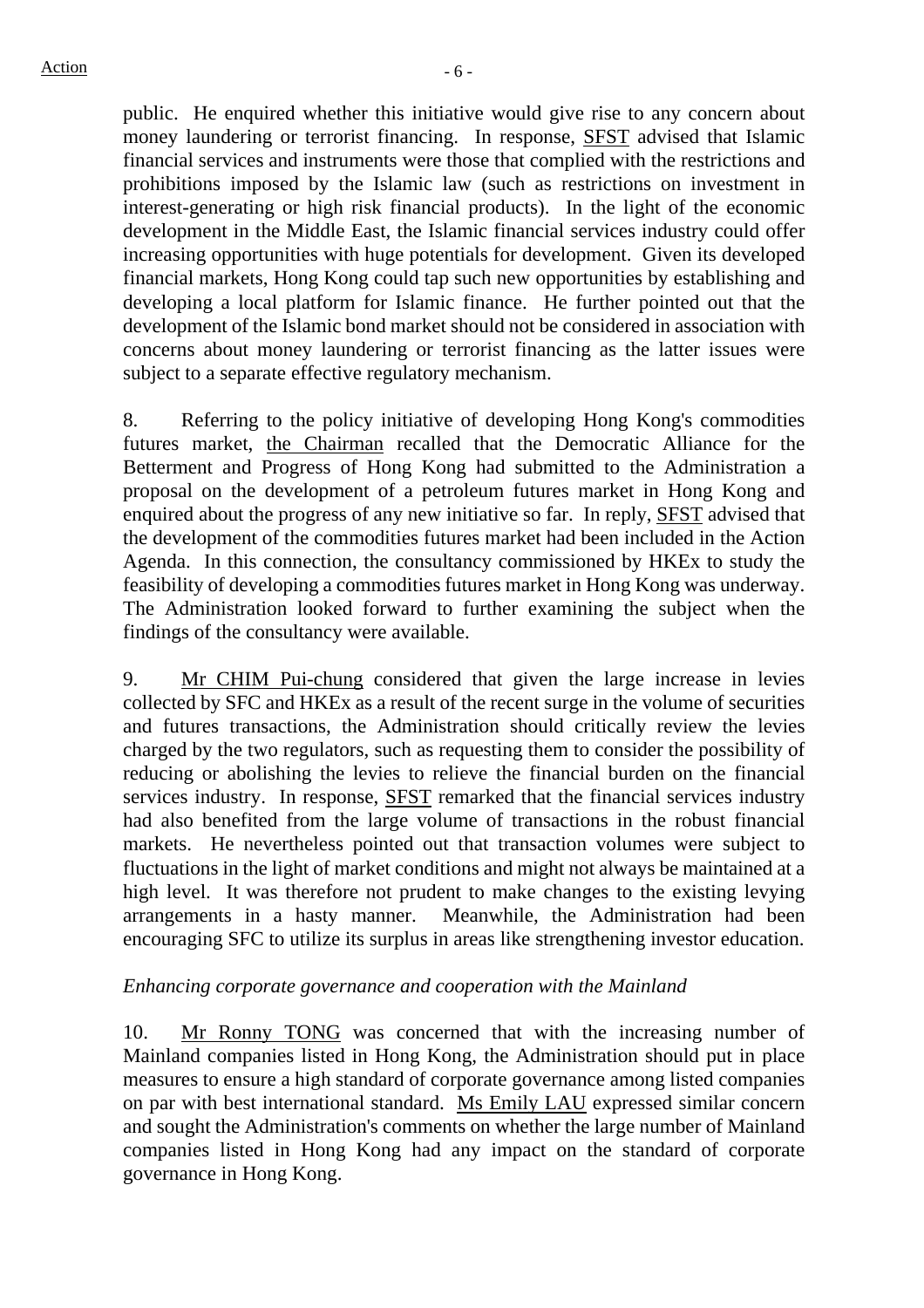public. He enquired whether this initiative would give rise to any concern about money laundering or terrorist financing. In response, SFST advised that Islamic financial services and instruments were those that complied with the restrictions and prohibitions imposed by the Islamic law (such as restrictions on investment in interest-generating or high risk financial products). In the light of the economic development in the Middle East, the Islamic financial services industry could offer increasing opportunities with huge potentials for development. Given its developed financial markets, Hong Kong could tap such new opportunities by establishing and developing a local platform for Islamic finance. He further pointed out that the development of the Islamic bond market should not be considered in association with concerns about money laundering or terrorist financing as the latter issues were subject to a separate effective regulatory mechanism.

8. Referring to the policy initiative of developing Hong Kong's commodities futures market, the Chairman recalled that the Democratic Alliance for the Betterment and Progress of Hong Kong had submitted to the Administration a proposal on the development of a petroleum futures market in Hong Kong and enquired about the progress of any new initiative so far. In reply, SFST advised that the development of the commodities futures market had been included in the Action Agenda. In this connection, the consultancy commissioned by HKEx to study the feasibility of developing a commodities futures market in Hong Kong was underway. The Administration looked forward to further examining the subject when the findings of the consultancy were available.

9. Mr CHIM Pui-chung considered that given the large increase in levies collected by SFC and HKEx as a result of the recent surge in the volume of securities and futures transactions, the Administration should critically review the levies charged by the two regulators, such as requesting them to consider the possibility of reducing or abolishing the levies to relieve the financial burden on the financial services industry. In response, SFST remarked that the financial services industry had also benefited from the large volume of transactions in the robust financial markets. He nevertheless pointed out that transaction volumes were subject to fluctuations in the light of market conditions and might not always be maintained at a high level. It was therefore not prudent to make changes to the existing levying arrangements in a hasty manner. Meanwhile, the Administration had been encouraging SFC to utilize its surplus in areas like strengthening investor education.

*Enhancing corporate governance and cooperation with the Mainland*

10. Mr Ronny TONG was concerned that with the increasing number of Mainland companies listed in Hong Kong, the Administration should put in place measures to ensure a high standard of corporate governance among listed companies on par with best international standard. Ms Emily LAU expressed similar concern and sought the Administration's comments on whether the large number of Mainland companies listed in Hong Kong had any impact on the standard of corporate governance in Hong Kong.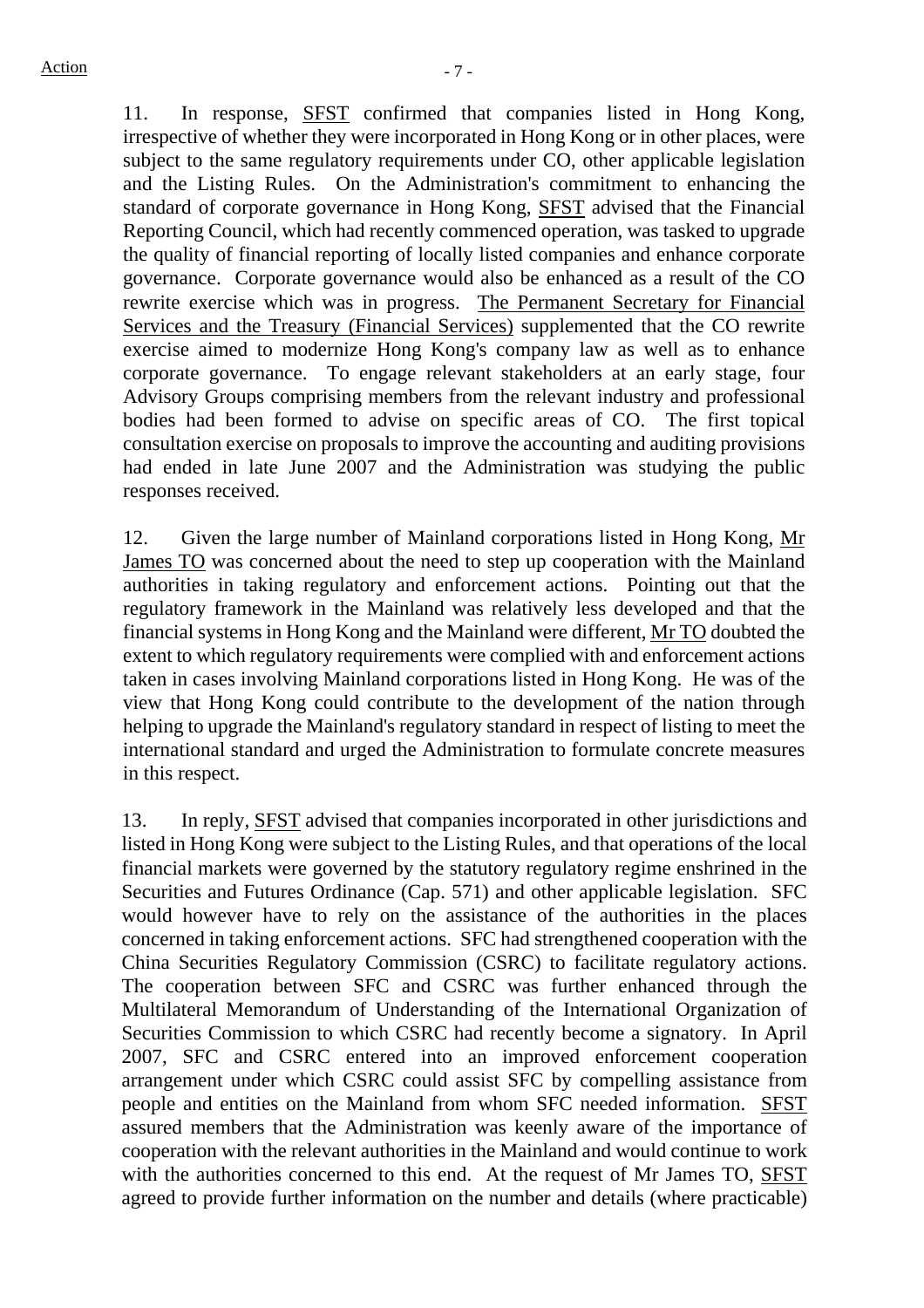11. In response, SFST confirmed that companies listed in Hong Kong, irrespective of whether they were incorporated in Hong Kong or in other places, were subject to the same regulatory requirements under CO, other applicable legislation and the Listing Rules. On the Administration's commitment to enhancing the standard of corporate governance in Hong Kong, SFST advised that the Financial Reporting Council, which had recently commenced operation, was tasked to upgrade the quality of financial reporting of locally listed companies and enhance corporate governance. Corporate governance would also be enhanced as a result of the CO rewrite exercise which was in progress. The Permanent Secretary for Financial Services and the Treasury (Financial Services) supplemented that the CO rewrite exercise aimed to modernize Hong Kong's company law as well as to enhance corporate governance. To engage relevant stakeholders at an early stage, four Advisory Groups comprising members from the relevant industry and professional bodies had been formed to advise on specific areas of CO. The first topical consultation exercise on proposals to improve the accounting and auditing provisions had ended in late June 2007 and the Administration was studying the public responses received.

12. Given the large number of Mainland corporations listed in Hong Kong, Mr James TO was concerned about the need to step up cooperation with the Mainland authorities in taking regulatory and enforcement actions. Pointing out that the regulatory framework in the Mainland was relatively less developed and that the financial systems in Hong Kong and the Mainland were different, Mr TO doubted the extent to which regulatory requirements were complied with and enforcement actions taken in cases involving Mainland corporations listed in Hong Kong. He was of the view that Hong Kong could contribute to the development of the nation through helping to upgrade the Mainland's regulatory standard in respect of listing to meet the international standard and urged the Administration to formulate concrete measures in this respect.

13. In reply, SFST advised that companies incorporated in other jurisdictions and listed in Hong Kong were subject to the Listing Rules, and that operations of the local financial markets were governed by the statutory regulatory regime enshrined in the Securities and Futures Ordinance (Cap. 571) and other applicable legislation. SFC would however have to rely on the assistance of the authorities in the places concerned in taking enforcement actions. SFC had strengthened cooperation with the China Securities Regulatory Commission (CSRC) to facilitate regulatory actions. The cooperation between SFC and CSRC was further enhanced through the Multilateral Memorandum of Understanding of the International Organization of Securities Commission to which CSRC had recently become a signatory. In April 2007, SFC and CSRC entered into an improved enforcement cooperation arrangement under which CSRC could assist SFC by compelling assistance from people and entities on the Mainland from whom SFC needed information. SFST assured members that the Administration was keenly aware of the importance of cooperation with the relevant authorities in the Mainland and would continue to work with the authorities concerned to this end. At the request of Mr James TO, SFST agreed to provide further information on the number and details (where practicable)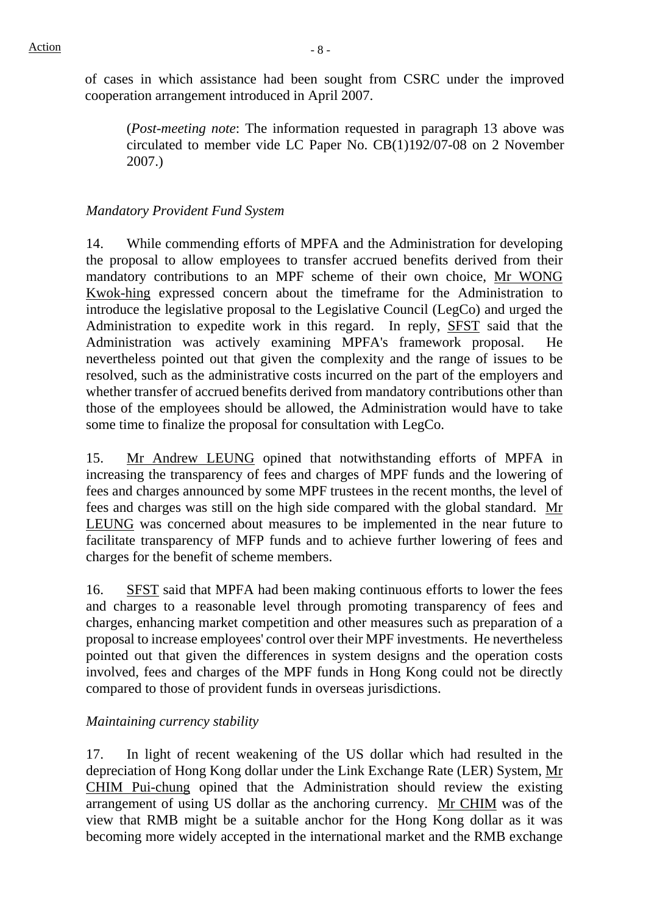of cases in which assistance had been sought from CSRC under the improved cooperation arrangement introduced in April 2007.

(*Post-meeting note*: The information requested in paragraph 13 above was circulated to member vide LC Paper No. CB(1)192/07-08 on 2 November 2007.)

*Mandatory Provident Fund System*

14. While commending efforts of MPFA and the Administration for developing the proposal to allow employees to transfer accrued benefits derived from their mandatory contributions to an MPF scheme of their own choice, Mr WONG Kwok-hing expressed concern about the timeframe for the Administration to introduce the legislative proposal to the Legislative Council (LegCo) and urged the Administration to expedite work in this regard. In reply, SFST said that the Administration was actively examining MPFA's framework proposal. He nevertheless pointed out that given the complexity and the range of issues to be resolved, such as the administrative costs incurred on the part of the employers and whether transfer of accrued benefits derived from mandatory contributions other than those of the employees should be allowed, the Administration would have to take some time to finalize the proposal for consultation with LegCo.

15. Mr Andrew LEUNG opined that notwithstanding efforts of MPFA in increasing the transparency of fees and charges of MPF funds and the lowering of fees and charges announced by some MPF trustees in the recent months, the level of fees and charges was still on the high side compared with the global standard. Mr LEUNG was concerned about measures to be implemented in the near future to facilitate transparency of MFP funds and to achieve further lowering of fees and charges for the benefit of scheme members.

16. SFST said that MPFA had been making continuous efforts to lower the fees and charges to a reasonable level through promoting transparency of fees and charges, enhancing market competition and other measures such as preparation of a proposal to increase employees' control over their MPF investments. He nevertheless pointed out that given the differences in system designs and the operation costs involved, fees and charges of the MPF funds in Hong Kong could not be directly compared to those of provident funds in overseas jurisdictions.

*Maintaining currency stability*

17. In light of recent weakening of the US dollar which had resulted in the depreciation of Hong Kong dollar under the Link Exchange Rate (LER) System, Mr CHIM Pui-chung opined that the Administration should review the existing arrangement of using US dollar as the anchoring currency. Mr CHIM was of the view that RMB might be a suitable anchor for the Hong Kong dollar as it was becoming more widely accepted in the international market and the RMB exchange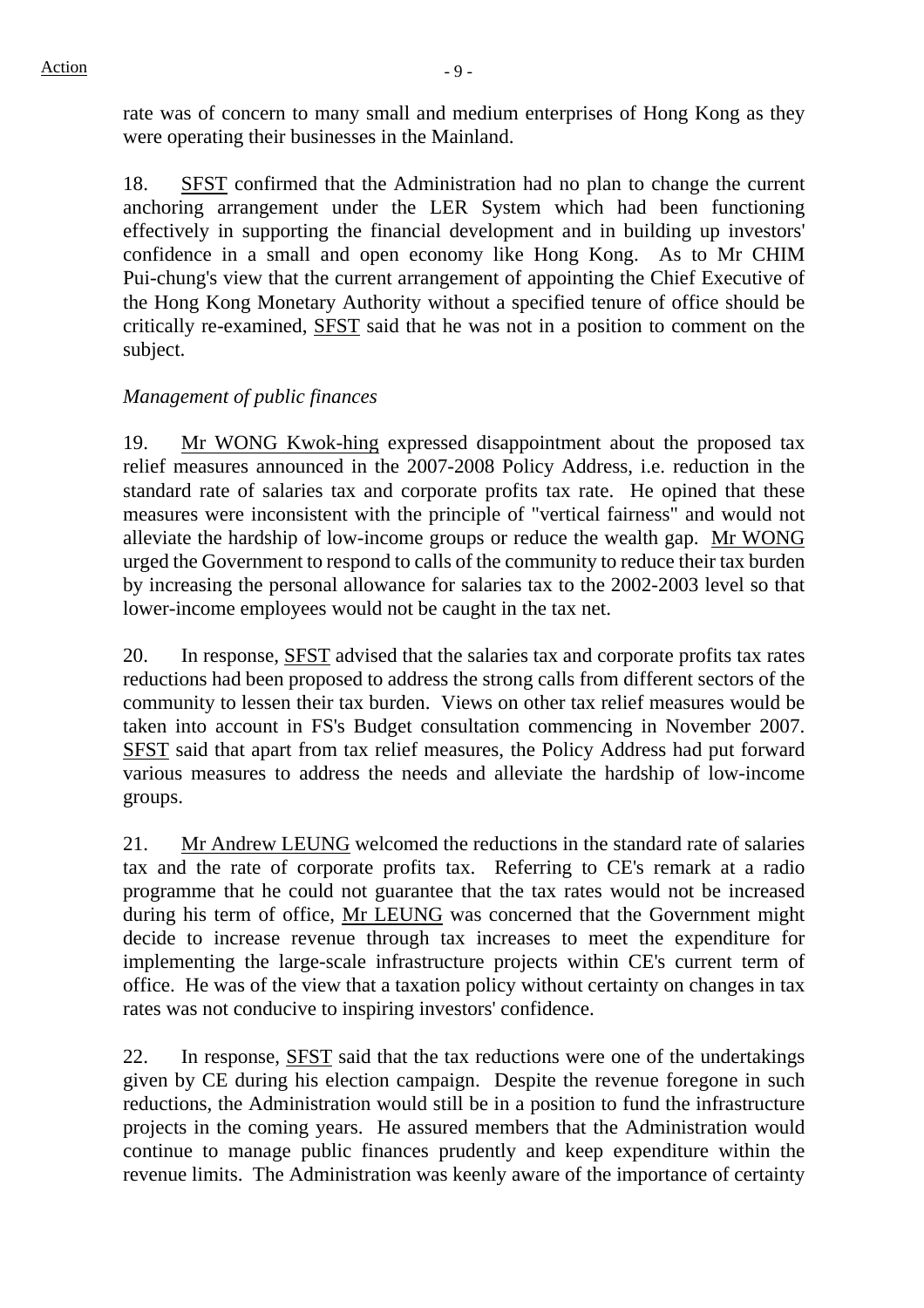rate was of concern to many small and medium enterprises of Hong Kong as they were operating their businesses in the Mainland.

18. SFST confirmed that the Administration had no plan to change the current anchoring arrangement under the LER System which had been functioning effectively in supporting the financial development and in building up investors' confidence in a small and open economy like Hong Kong. As to Mr CHIM Pui-chung's view that the current arrangement of appointing the Chief Executive of the Hong Kong Monetary Authority without a specified tenure of office should be critically re-examined, SFST said that he was not in a position to comment on the subject.

*Management of public finances*

19. Mr WONG Kwok-hing expressed disappointment about the proposed tax relief measures announced in the 2007-2008 Policy Address, i.e. reduction in the standard rate of salaries tax and corporate profits tax rate. He opined that these measures were inconsistent with the principle of "vertical fairness" and would not alleviate the hardship of low-income groups or reduce the wealth gap. Mr WONG urged the Government to respond to calls of the community to reduce their tax burden by increasing the personal allowance for salaries tax to the 2002-2003 level so that lower-income employees would not be caught in the tax net.

20. In response, SFST advised that the salaries tax and corporate profits tax rates reductions had been proposed to address the strong calls from different sectors of the community to lessen their tax burden. Views on other tax relief measures would be taken into account in FS's Budget consultation commencing in November 2007. SFST said that apart from tax relief measures, the Policy Address had put forward various measures to address the needs and alleviate the hardship of low-income groups.

21. Mr Andrew LEUNG welcomed the reductions in the standard rate of salaries tax and the rate of corporate profits tax. Referring to CE's remark at a radio programme that he could not guarantee that the tax rates would not be increased during his term of office, Mr LEUNG was concerned that the Government might decide to increase revenue through tax increases to meet the expenditure for implementing the large-scale infrastructure projects within CE's current term of office. He was of the view that a taxation policy without certainty on changes in tax rates was not conducive to inspiring investors' confidence.

22. In response, SFST said that the tax reductions were one of the undertakings given by CE during his election campaign. Despite the revenue foregone in such reductions, the Administration would still be in a position to fund the infrastructure projects in the coming years. He assured members that the Administration would continue to manage public finances prudently and keep expenditure within the revenue limits. The Administration was keenly aware of the importance of certainty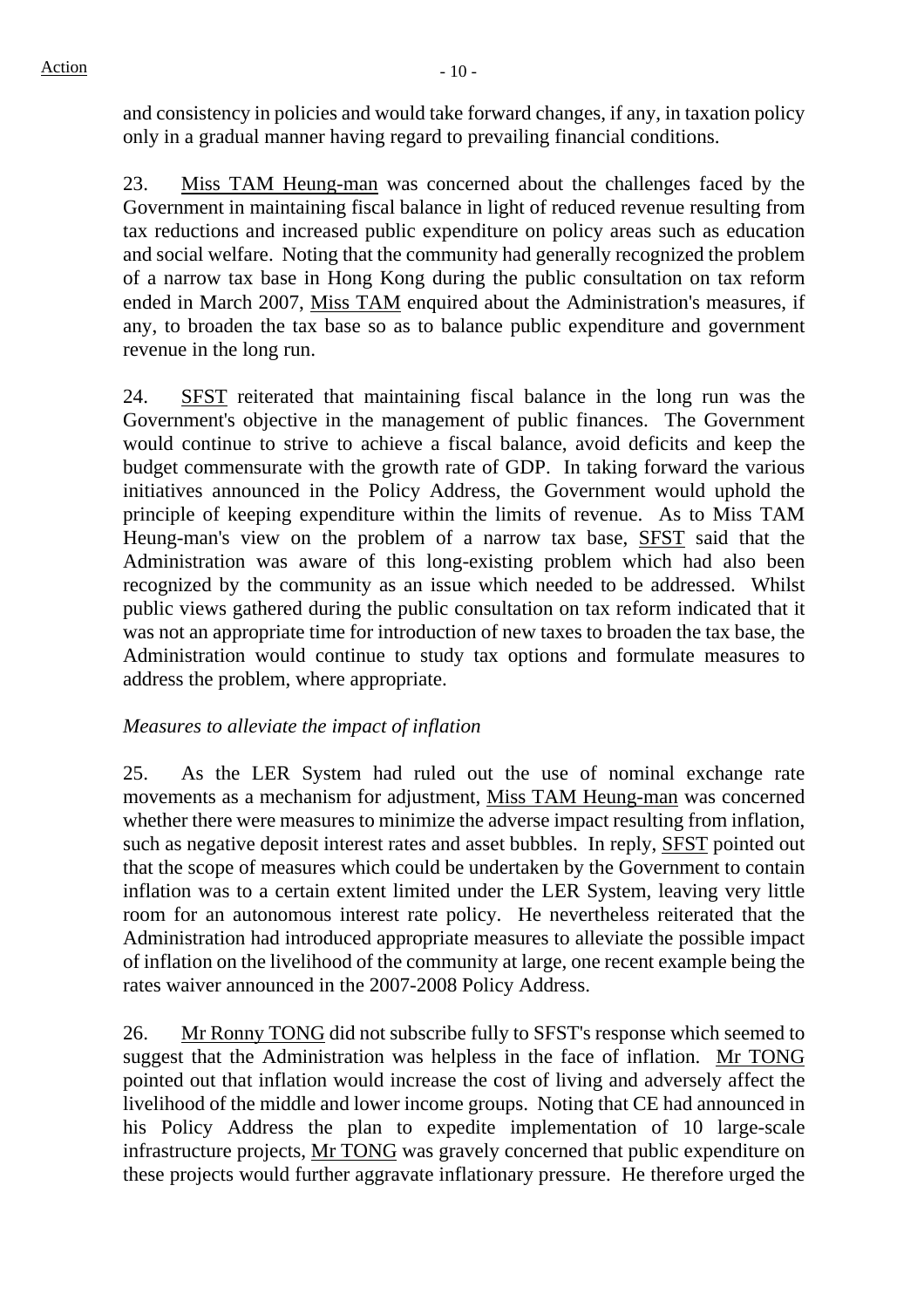and consistency in policies and would take forward changes, if any, in taxation policy only in a gradual manner having regard to prevailing financial conditions.

23. Miss TAM Heung-man was concerned about the challenges faced by the Government in maintaining fiscal balance in light of reduced revenue resulting from tax reductions and increased public expenditure on policy areas such as education and social welfare. Noting that the community had generally recognized the problem of a narrow tax base in Hong Kong during the public consultation on tax reform ended in March 2007, Miss TAM enquired about the Administration's measures, if any, to broaden the tax base so as to balance public expenditure and government revenue in the long run.

24. SFST reiterated that maintaining fiscal balance in the long run was the Government's objective in the management of public finances. The Government would continue to strive to achieve a fiscal balance, avoid deficits and keep the budget commensurate with the growth rate of GDP. In taking forward the various initiatives announced in the Policy Address, the Government would uphold the principle of keeping expenditure within the limits of revenue. As to Miss TAM Heung-man's view on the problem of a narrow tax base, SFST said that the Administration was aware of this long-existing problem which had also been recognized by the community as an issue which needed to be addressed. Whilst public views gathered during the public consultation on tax reform indicated that it was not an appropriate time for introduction of new taxes to broaden the tax base, the Administration would continue to study tax options and formulate measures to address the problem, where appropriate.

*Measures to alleviate the impact of inflation*

25. As the LER System had ruled out the use of nominal exchange rate movements as a mechanism for adjustment, Miss TAM Heung-man was concerned whether there were measures to minimize the adverse impact resulting from inflation, such as negative deposit interest rates and asset bubbles. In reply, SFST pointed out that the scope of measures which could be undertaken by the Government to contain inflation was to a certain extent limited under the LER System, leaving very little room for an autonomous interest rate policy. He nevertheless reiterated that the Administration had introduced appropriate measures to alleviate the possible impact of inflation on the livelihood of the community at large, one recent example being the rates waiver announced in the 2007-2008 Policy Address.

26. Mr Ronny TONG did not subscribe fully to SFST's response which seemed to suggest that the Administration was helpless in the face of inflation. Mr TONG pointed out that inflation would increase the cost of living and adversely affect the livelihood of the middle and lower income groups. Noting that CE had announced in his Policy Address the plan to expedite implementation of 10 large-scale infrastructure projects, Mr TONG was gravely concerned that public expenditure on these projects would further aggravate inflationary pressure. He therefore urged the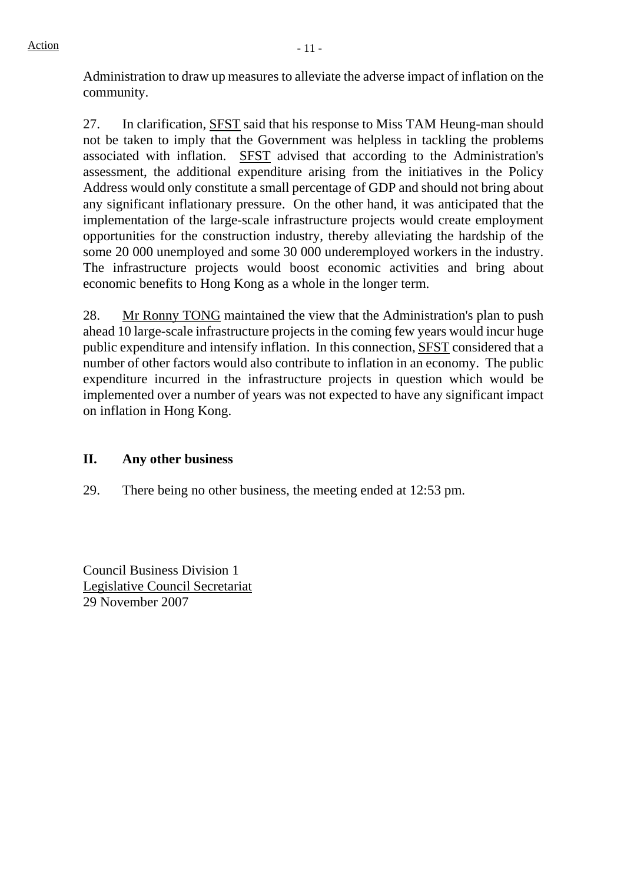Administration to draw up measures to alleviate the adverse impact of inflation on the community.

27. In clarification, SFST said that his response to Miss TAM Heung-man should not be taken to imply that the Government was helpless in tackling the problems associated with inflation. SFST advised that according to the Administration's assessment, the additional expenditure arising from the initiatives in the Policy Address would only constitute a small percentage of GDP and should not bring about any significant inflationary pressure. On the other hand, it was anticipated that the implementation of the large-scale infrastructure projects would create employment opportunities for the construction industry, thereby alleviating the hardship of the some 20 000 unemployed and some 30 000 underemployed workers in the industry. The infrastructure projects would boost economic activities and bring about economic benefits to Hong Kong as a whole in the longer term.

28. Mr Ronny TONG maintained the view that the Administration's plan to push ahead 10 large-scale infrastructure projects in the coming few years would incur huge public expenditure and intensify inflation. In this connection, SFST considered that a number of other factors would also contribute to inflation in an economy. The public expenditure incurred in the infrastructure projects in question which would be implemented over a number of years was not expected to have any significant impact on inflation in Hong Kong.

## II. Any other business

29. There being no other business, the meeting ended at 12:53 pm.

Council Business Division 1
Legislative Council Secretariat
29 November 2007